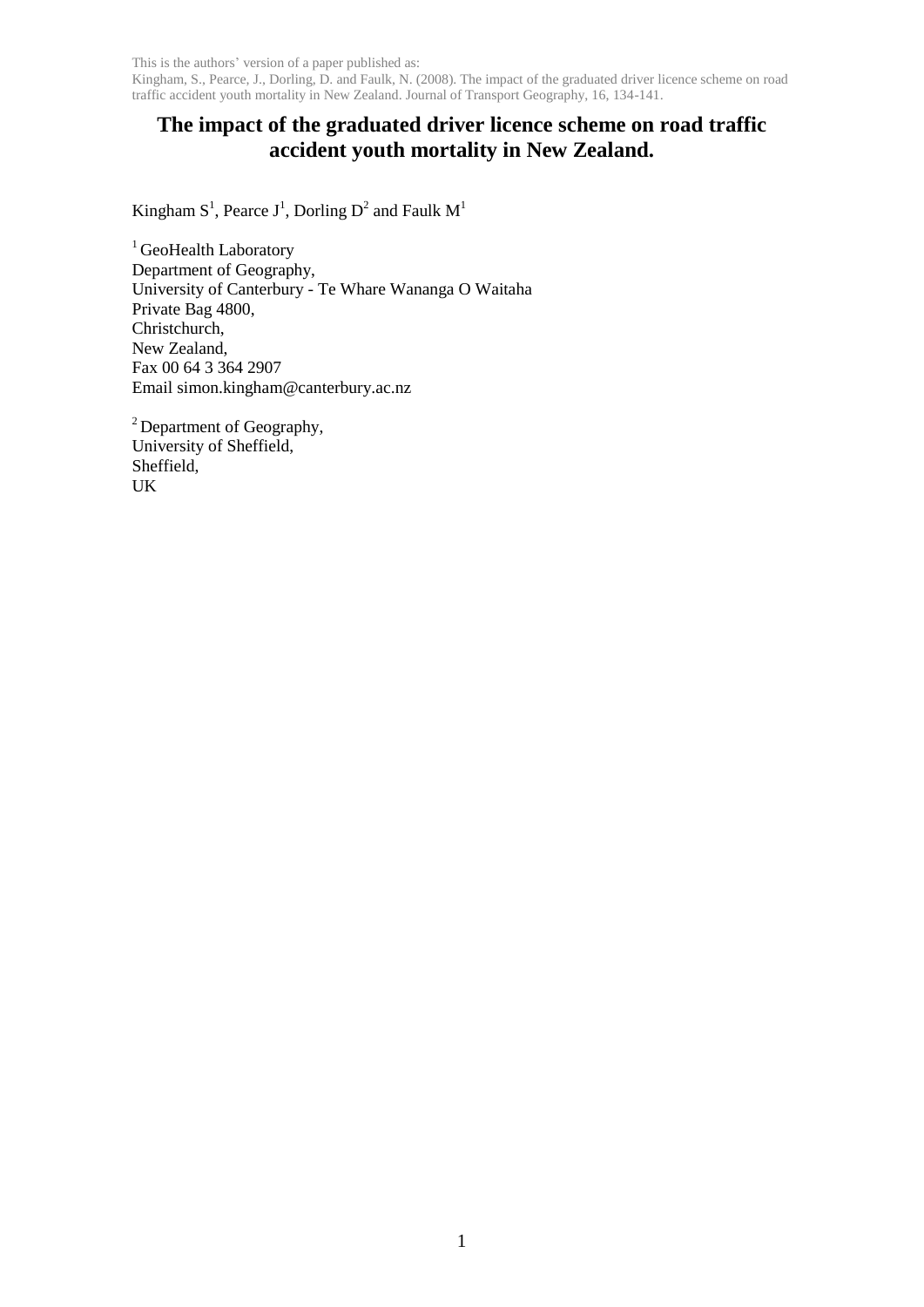This is the authors' version of a paper published as:
Kingham, S., Pearce, J., Dorling, D. and Faulk, N. (2008). The impact of the graduated driver licence scheme on road traffic accident youth mortality in New Zealand. Journal of Transport Geography, 16, 134-141.

# The impact of the graduated driver licence scheme on road traffic accident youth mortality in New Zealand.

Kingham S[1], Pearce J[1], Dorling D[2] and Faulk M[1]

[1] GeoHealth Laboratory
Department of Geography,
University of Canterbury - Te Whare Wananga O Waitaha
Private Bag 4800,
Christchurch,
New Zealand,
Fax 00 64 3 364 2907
Email simon.kingham@canterbury.ac.nz

[2] Department of Geography,
University of Sheffield,
Sheffield,
UK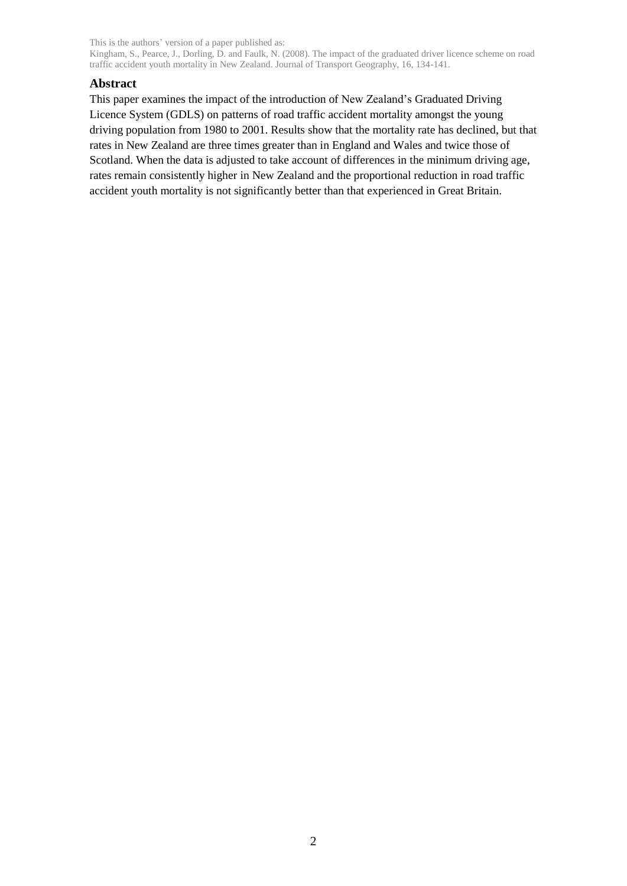This is the authors' version of a paper published as:
Kingham, S., Pearce, J., Dorling, D. and Faulk, N. (2008). The impact of the graduated driver licence scheme on road traffic accident youth mortality in New Zealand. Journal of Transport Geography, 16, 134-141.

## Abstract

This paper examines the impact of the introduction of New Zealand's Graduated Driving Licence System (GDLS) on patterns of road traffic accident mortality amongst the young driving population from 1980 to 2001. Results show that the mortality rate has declined, but that rates in New Zealand are three times greater than in England and Wales and twice those of Scotland. When the data is adjusted to take account of differences in the minimum driving age, rates remain consistently higher in New Zealand and the proportional reduction in road traffic accident youth mortality is not significantly better than that experienced in Great Britain.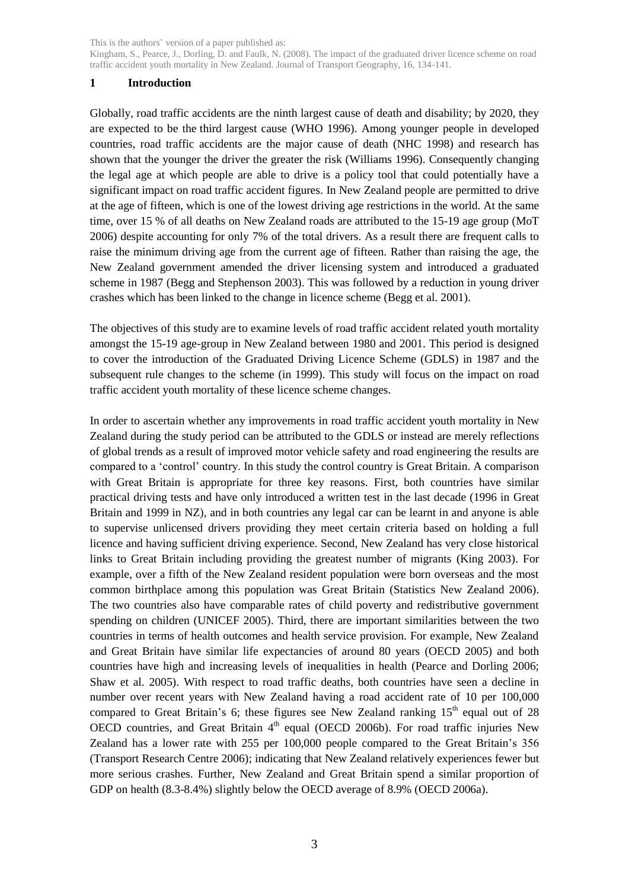This is the authors' version of a paper published as:
Kingham, S., Pearce, J., Dorling, D. and Faulk, N. (2008). The impact of the graduated driver licence scheme on road traffic accident youth mortality in New Zealand. Journal of Transport Geography, 16, 134-141.

## 1 Introduction

Globally, road traffic accidents are the ninth largest cause of death and disability; by 2020, they are expected to be the third largest cause (WHO 1996). Among younger people in developed countries, road traffic accidents are the major cause of death (NHC 1998) and research has shown that the younger the driver the greater the risk (Williams 1996). Consequently changing the legal age at which people are able to drive is a policy tool that could potentially have a significant impact on road traffic accident figures. In New Zealand people are permitted to drive at the age of fifteen, which is one of the lowest driving age restrictions in the world. At the same time, over 15 % of all deaths on New Zealand roads are attributed to the 15-19 age group (MoT 2006) despite accounting for only 7% of the total drivers. As a result there are frequent calls to raise the minimum driving age from the current age of fifteen. Rather than raising the age, the New Zealand government amended the driver licensing system and introduced a graduated scheme in 1987 (Begg and Stephenson 2003). This was followed by a reduction in young driver crashes which has been linked to the change in licence scheme (Begg et al. 2001).

The objectives of this study are to examine levels of road traffic accident related youth mortality amongst the 15-19 age-group in New Zealand between 1980 and 2001. This period is designed to cover the introduction of the Graduated Driving Licence Scheme (GDLS) in 1987 and the subsequent rule changes to the scheme (in 1999). This study will focus on the impact on road traffic accident youth mortality of these licence scheme changes.

In order to ascertain whether any improvements in road traffic accident youth mortality in New Zealand during the study period can be attributed to the GDLS or instead are merely reflections of global trends as a result of improved motor vehicle safety and road engineering the results are compared to a 'control' country. In this study the control country is Great Britain. A comparison with Great Britain is appropriate for three key reasons. First, both countries have similar practical driving tests and have only introduced a written test in the last decade (1996 in Great Britain and 1999 in NZ), and in both countries any legal car can be learnt in and anyone is able to supervise unlicensed drivers providing they meet certain criteria based on holding a full licence and having sufficient driving experience. Second, New Zealand has very close historical links to Great Britain including providing the greatest number of migrants (King 2003). For example, over a fifth of the New Zealand resident population were born overseas and the most common birthplace among this population was Great Britain (Statistics New Zealand 2006). The two countries also have comparable rates of child poverty and redistributive government spending on children (UNICEF 2005). Third, there are important similarities between the two countries in terms of health outcomes and health service provision. For example, New Zealand and Great Britain have similar life expectancies of around 80 years (OECD 2005) and both countries have high and increasing levels of inequalities in health (Pearce and Dorling 2006; Shaw et al. 2005). With respect to road traffic deaths, both countries have seen a decline in number over recent years with New Zealand having a road accident rate of 10 per 100,000 compared to Great Britain's 6; these figures see New Zealand ranking 15th equal out of 28 OECD countries, and Great Britain 4th equal (OECD 2006b). For road traffic injuries New Zealand has a lower rate with 255 per 100,000 people compared to the Great Britain's 356 (Transport Research Centre 2006); indicating that New Zealand relatively experiences fewer but more serious crashes. Further, New Zealand and Great Britain spend a similar proportion of GDP on health (8.3-8.4%) slightly below the OECD average of 8.9% (OECD 2006a).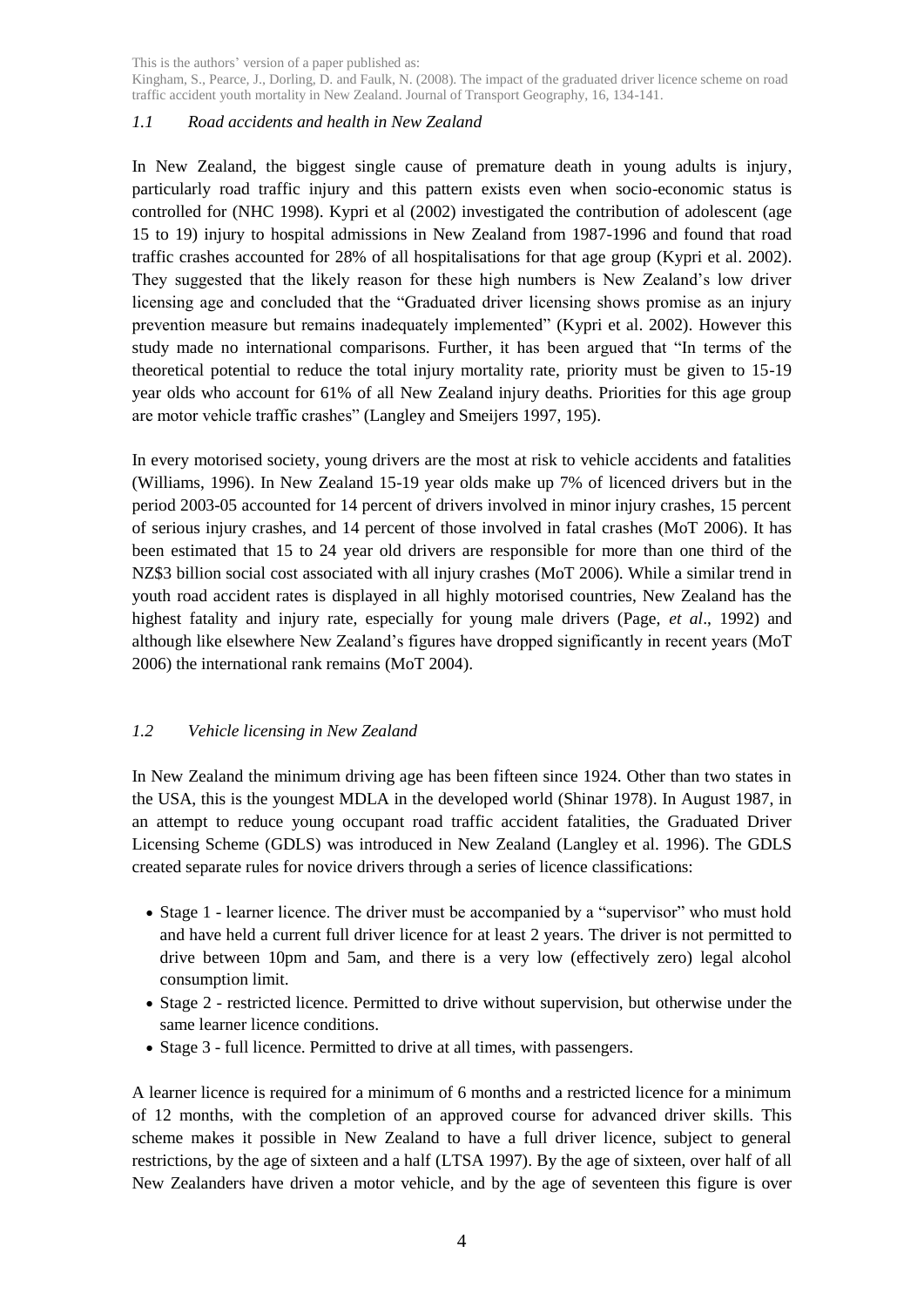### *1.1 Road accidents and health in New Zealand*

In New Zealand, the biggest single cause of premature death in young adults is injury, particularly road traffic injury and this pattern exists even when socio-economic status is controlled for (NHC 1998). Kypri et al (2002) investigated the contribution of adolescent (age 15 to 19) injury to hospital admissions in New Zealand from 1987-1996 and found that road traffic crashes accounted for 28% of all hospitalisations for that age group (Kypri et al. 2002). They suggested that the likely reason for these high numbers is New Zealand's low driver licensing age and concluded that the "Graduated driver licensing shows promise as an injury prevention measure but remains inadequately implemented" (Kypri et al. 2002). However this study made no international comparisons. Further, it has been argued that "In terms of the theoretical potential to reduce the total injury mortality rate, priority must be given to 15-19 year olds who account for 61% of all New Zealand injury deaths. Priorities for this age group are motor vehicle traffic crashes" (Langley and Smeijers 1997, 195).

In every motorised society, young drivers are the most at risk to vehicle accidents and fatalities (Williams, 1996). In New Zealand 15-19 year olds make up 7% of licenced drivers but in the period 2003-05 accounted for 14 percent of drivers involved in minor injury crashes, 15 percent of serious injury crashes, and 14 percent of those involved in fatal crashes (MoT 2006). It has been estimated that 15 to 24 year old drivers are responsible for more than one third of the NZ$3 billion social cost associated with all injury crashes (MoT 2006). While a similar trend in youth road accident rates is displayed in all highly motorised countries, New Zealand has the highest fatality and injury rate, especially for young male drivers (Page, *et al*., 1992) and although like elsewhere New Zealand's figures have dropped significantly in recent years (MoT 2006) the international rank remains (MoT 2004).

### *1.2 Vehicle licensing in New Zealand*

In New Zealand the minimum driving age has been fifteen since 1924. Other than two states in the USA, this is the youngest MDLA in the developed world (Shinar 1978). In August 1987, in an attempt to reduce young occupant road traffic accident fatalities, the Graduated Driver Licensing Scheme (GDLS) was introduced in New Zealand (Langley et al. 1996). The GDLS created separate rules for novice drivers through a series of licence classifications:

- Stage 1 - learner licence. The driver must be accompanied by a "supervisor" who must hold and have held a current full driver licence for at least 2 years. The driver is not permitted to drive between 10pm and 5am, and there is a very low (effectively zero) legal alcohol consumption limit.
- Stage 2 - restricted licence. Permitted to drive without supervision, but otherwise under the same learner licence conditions.
- Stage 3 - full licence. Permitted to drive at all times, with passengers.

A learner licence is required for a minimum of 6 months and a restricted licence for a minimum of 12 months, with the completion of an approved course for advanced driver skills. This scheme makes it possible in New Zealand to have a full driver licence, subject to general restrictions, by the age of sixteen and a half (LTSA 1997). By the age of sixteen, over half of all New Zealanders have driven a motor vehicle, and by the age of seventeen this figure is over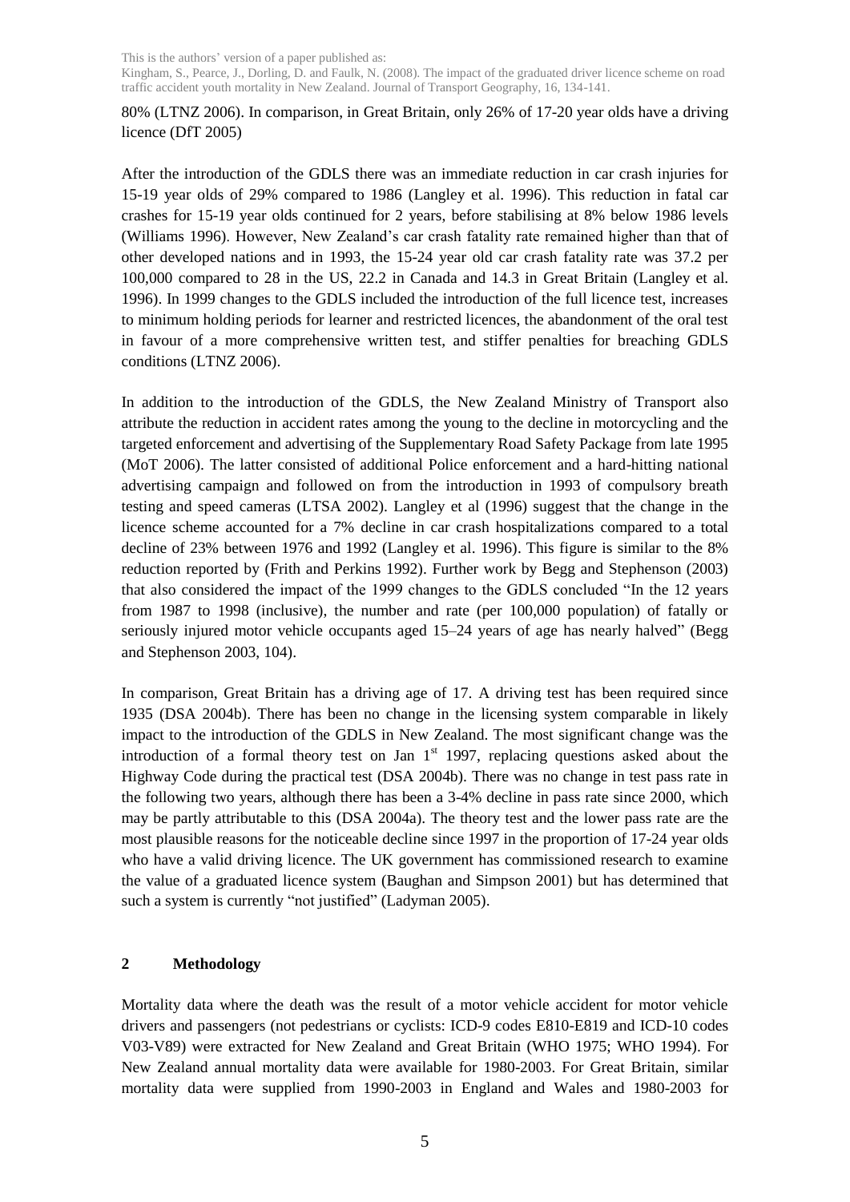80% (LTNZ 2006). In comparison, in Great Britain, only 26% of 17-20 year olds have a driving licence (DfT 2005)

After the introduction of the GDLS there was an immediate reduction in car crash injuries for 15-19 year olds of 29% compared to 1986 (Langley et al. 1996). This reduction in fatal car crashes for 15-19 year olds continued for 2 years, before stabilising at 8% below 1986 levels (Williams 1996). However, New Zealand's car crash fatality rate remained higher than that of other developed nations and in 1993, the 15-24 year old car crash fatality rate was 37.2 per 100,000 compared to 28 in the US, 22.2 in Canada and 14.3 in Great Britain (Langley et al. 1996). In 1999 changes to the GDLS included the introduction of the full licence test, increases to minimum holding periods for learner and restricted licences, the abandonment of the oral test in favour of a more comprehensive written test, and stiffer penalties for breaching GDLS conditions (LTNZ 2006).

In addition to the introduction of the GDLS, the New Zealand Ministry of Transport also attribute the reduction in accident rates among the young to the decline in motorcycling and the targeted enforcement and advertising of the Supplementary Road Safety Package from late 1995 (MoT 2006). The latter consisted of additional Police enforcement and a hard-hitting national advertising campaign and followed on from the introduction in 1993 of compulsory breath testing and speed cameras (LTSA 2002). Langley et al (1996) suggest that the change in the licence scheme accounted for a 7% decline in car crash hospitalizations compared to a total decline of 23% between 1976 and 1992 (Langley et al. 1996). This figure is similar to the 8% reduction reported by (Frith and Perkins 1992). Further work by Begg and Stephenson (2003) that also considered the impact of the 1999 changes to the GDLS concluded "In the 12 years from 1987 to 1998 (inclusive), the number and rate (per 100,000 population) of fatally or seriously injured motor vehicle occupants aged 15–24 years of age has nearly halved" (Begg and Stephenson 2003, 104).

In comparison, Great Britain has a driving age of 17. A driving test has been required since 1935 (DSA 2004b). There has been no change in the licensing system comparable in likely impact to the introduction of the GDLS in New Zealand. The most significant change was the introduction of a formal theory test on Jan 1st 1997, replacing questions asked about the Highway Code during the practical test (DSA 2004b). There was no change in test pass rate in the following two years, although there has been a 3-4% decline in pass rate since 2000, which may be partly attributable to this (DSA 2004a). The theory test and the lower pass rate are the most plausible reasons for the noticeable decline since 1997 in the proportion of 17-24 year olds who have a valid driving licence. The UK government has commissioned research to examine the value of a graduated licence system (Baughan and Simpson 2001) but has determined that such a system is currently "not justified" (Ladyman 2005).

## 2 Methodology

Mortality data where the death was the result of a motor vehicle accident for motor vehicle drivers and passengers (not pedestrians or cyclists: ICD-9 codes E810-E819 and ICD-10 codes V03-V89) were extracted for New Zealand and Great Britain (WHO 1975; WHO 1994). For New Zealand annual mortality data were available for 1980-2003. For Great Britain, similar mortality data were supplied from 1990-2003 in England and Wales and 1980-2003 for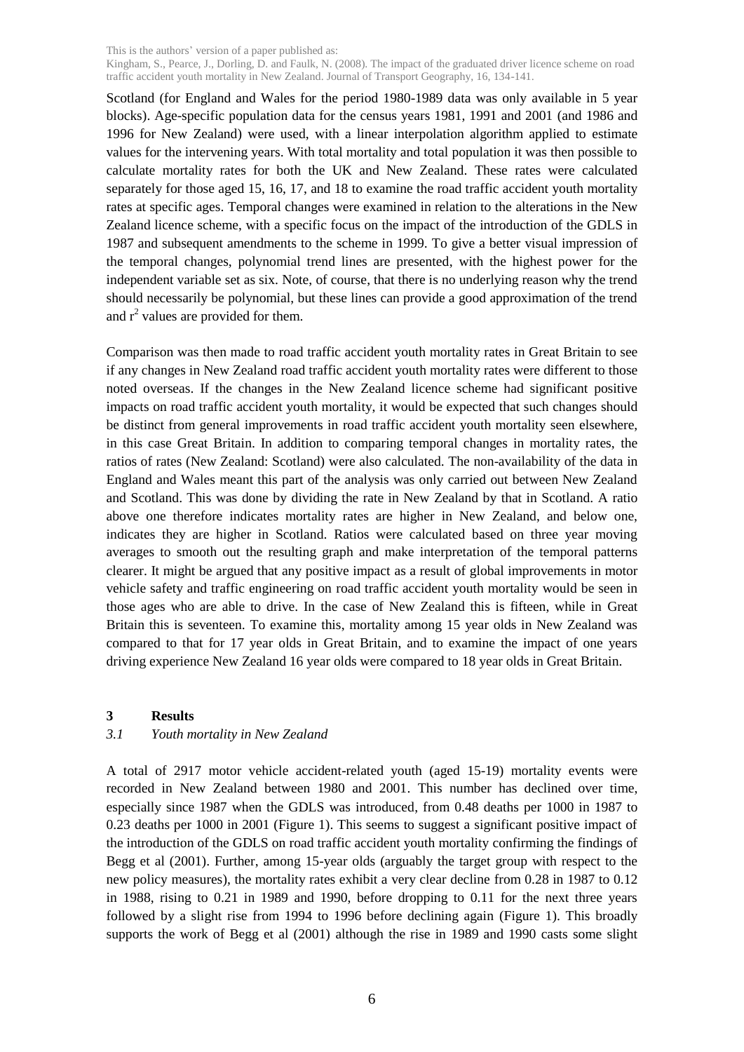Scotland (for England and Wales for the period 1980-1989 data was only available in 5 year blocks). Age-specific population data for the census years 1981, 1991 and 2001 (and 1986 and 1996 for New Zealand) were used, with a linear interpolation algorithm applied to estimate values for the intervening years. With total mortality and total population it was then possible to calculate mortality rates for both the UK and New Zealand. These rates were calculated separately for those aged 15, 16, 17, and 18 to examine the road traffic accident youth mortality rates at specific ages. Temporal changes were examined in relation to the alterations in the New Zealand licence scheme, with a specific focus on the impact of the introduction of the GDLS in 1987 and subsequent amendments to the scheme in 1999. To give a better visual impression of the temporal changes, polynomial trend lines are presented, with the highest power for the independent variable set as six. Note, of course, that there is no underlying reason why the trend should necessarily be polynomial, but these lines can provide a good approximation of the trend and $r^2$ values are provided for them.

Comparison was then made to road traffic accident youth mortality rates in Great Britain to see if any changes in New Zealand road traffic accident youth mortality rates were different to those noted overseas. If the changes in the New Zealand licence scheme had significant positive impacts on road traffic accident youth mortality, it would be expected that such changes should be distinct from general improvements in road traffic accident youth mortality seen elsewhere, in this case Great Britain. In addition to comparing temporal changes in mortality rates, the ratios of rates (New Zealand: Scotland) were also calculated. The non-availability of the data in England and Wales meant this part of the analysis was only carried out between New Zealand and Scotland. This was done by dividing the rate in New Zealand by that in Scotland. A ratio above one therefore indicates mortality rates are higher in New Zealand, and below one, indicates they are higher in Scotland. Ratios were calculated based on three year moving averages to smooth out the resulting graph and make interpretation of the temporal patterns clearer. It might be argued that any positive impact as a result of global improvements in motor vehicle safety and traffic engineering on road traffic accident youth mortality would be seen in those ages who are able to drive. In the case of New Zealand this is fifteen, while in Great Britain this is seventeen. To examine this, mortality among 15 year olds in New Zealand was compared to that for 17 year olds in Great Britain, and to examine the impact of one years driving experience New Zealand 16 year olds were compared to 18 year olds in Great Britain.

## 3 Results

### *3.1 Youth mortality in New Zealand*

A total of 2917 motor vehicle accident-related youth (aged 15-19) mortality events were recorded in New Zealand between 1980 and 2001. This number has declined over time, especially since 1987 when the GDLS was introduced, from 0.48 deaths per 1000 in 1987 to 0.23 deaths per 1000 in 2001 (Figure 1). This seems to suggest a significant positive impact of the introduction of the GDLS on road traffic accident youth mortality confirming the findings of Begg et al (2001). Further, among 15-year olds (arguably the target group with respect to the new policy measures), the mortality rates exhibit a very clear decline from 0.28 in 1987 to 0.12 in 1988, rising to 0.21 in 1989 and 1990, before dropping to 0.11 for the next three years followed by a slight rise from 1994 to 1996 before declining again (Figure 1). This broadly supports the work of Begg et al (2001) although the rise in 1989 and 1990 casts some slight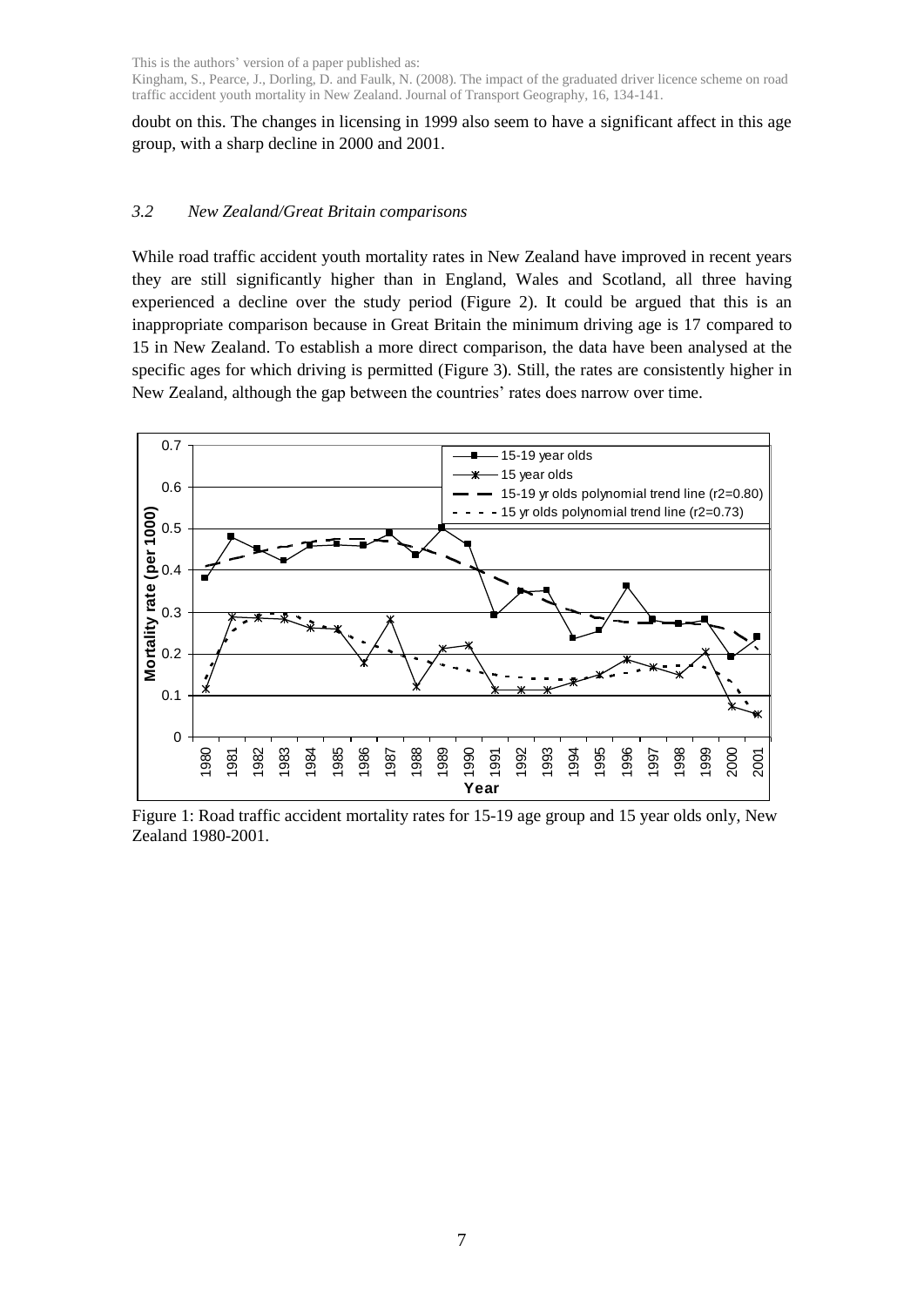doubt on this. The changes in licensing in 1999 also seem to have a significant affect in this age group, with a sharp decline in 2000 and 2001.

### *3.2 New Zealand/Great Britain comparisons*

While road traffic accident youth mortality rates in New Zealand have improved in recent years they are still significantly higher than in England, Wales and Scotland, all three having experienced a decline over the study period (Figure 2). It could be argued that this is an inappropriate comparison because in Great Britain the minimum driving age is 17 compared to 15 in New Zealand. To establish a more direct comparison, the data have been analysed at the specific ages for which driving is permitted (Figure 3). Still, the rates are consistently higher in New Zealand, although the gap between the countries' rates does narrow over time.

Figure 1: Road traffic accident mortality rates for 15-19 age group and 15 year olds only, New Zealand 1980-2001.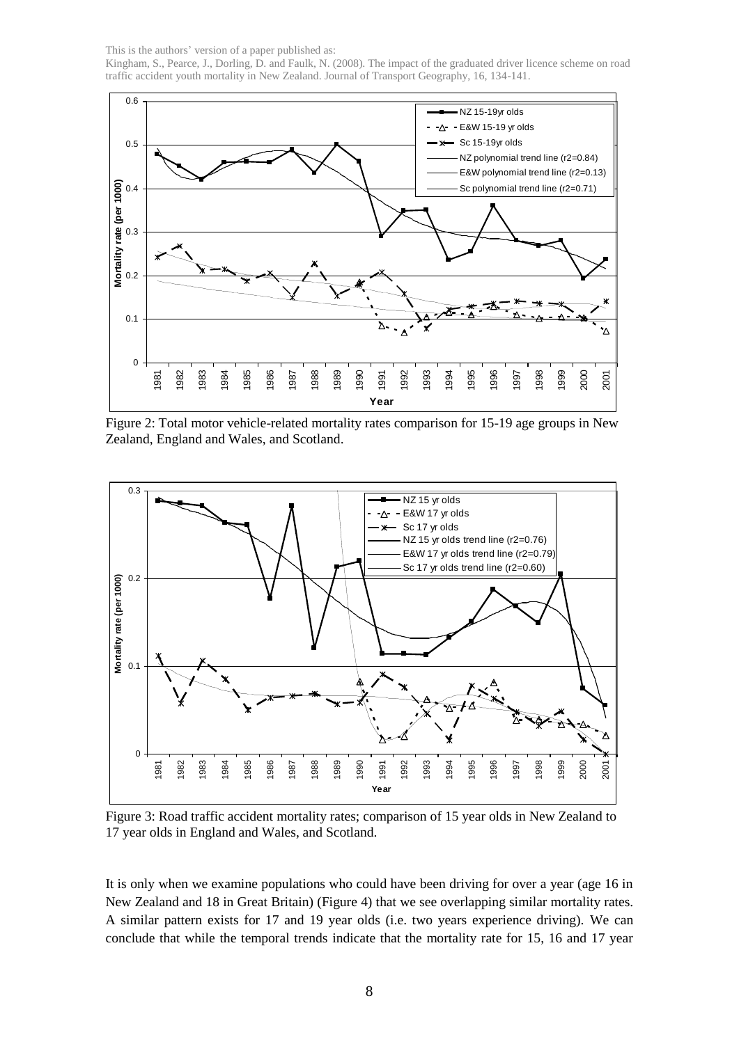Figure 2: Total motor vehicle-related mortality rates comparison for 15-19 age groups in New Zealand, England and Wales, and Scotland.

Figure 3: Road traffic accident mortality rates; comparison of 15 year olds in New Zealand to 17 year olds in England and Wales, and Scotland.

It is only when we examine populations who could have been driving for over a year (age 16 in New Zealand and 18 in Great Britain) (Figure 4) that we see overlapping similar mortality rates. A similar pattern exists for 17 and 19 year olds (i.e. two years experience driving). We can conclude that while the temporal trends indicate that the mortality rate for 15, 16 and 17 year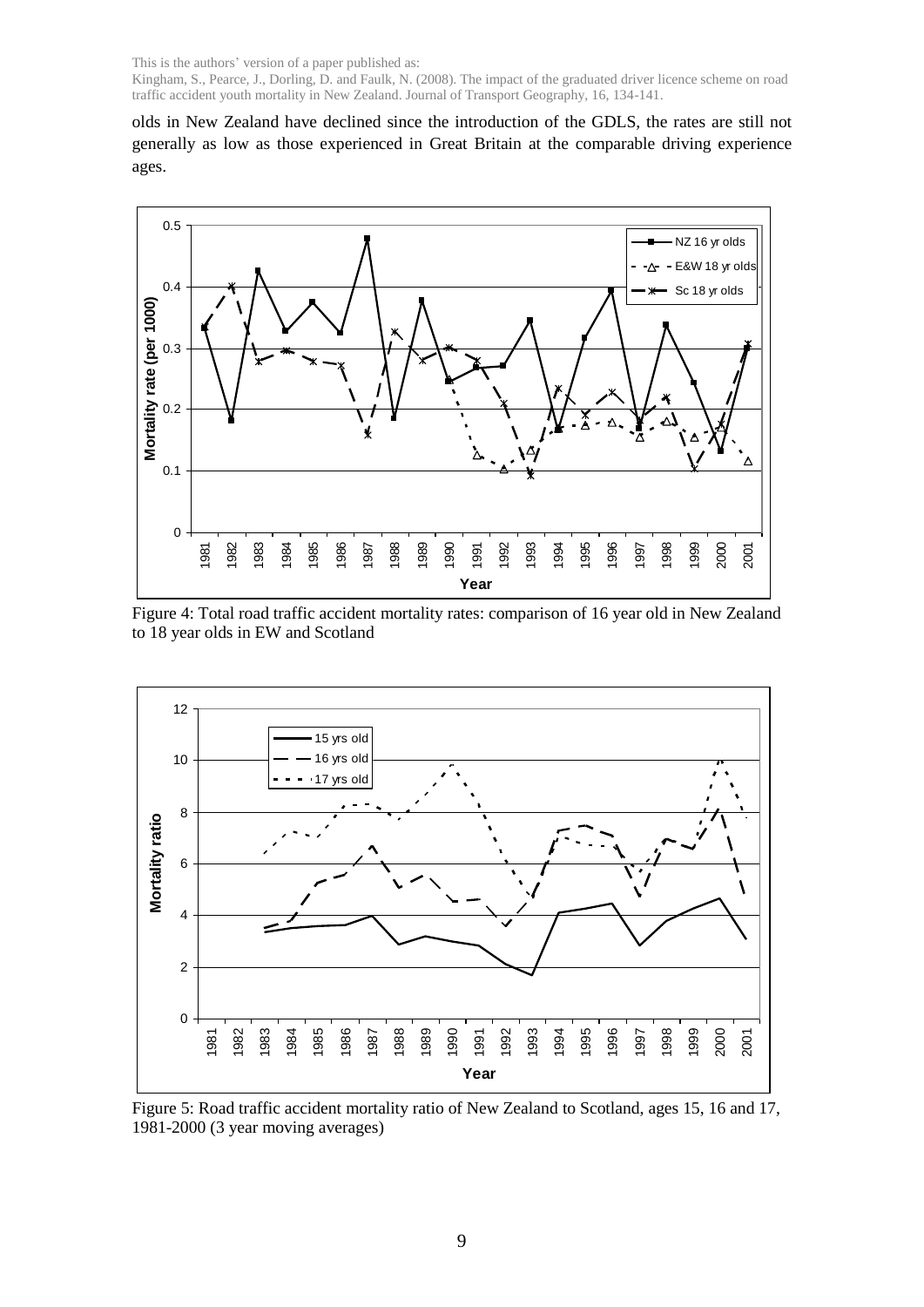olds in New Zealand have declined since the introduction of the GDLS, the rates are still not generally as low as those experienced in Great Britain at the comparable driving experience ages.

Figure 4: Total road traffic accident mortality rates: comparison of 16 year old in New Zealand to 18 year olds in EW and Scotland

Figure 5: Road traffic accident mortality ratio of New Zealand to Scotland, ages 15, 16 and 17, 1981-2000 (3 year moving averages)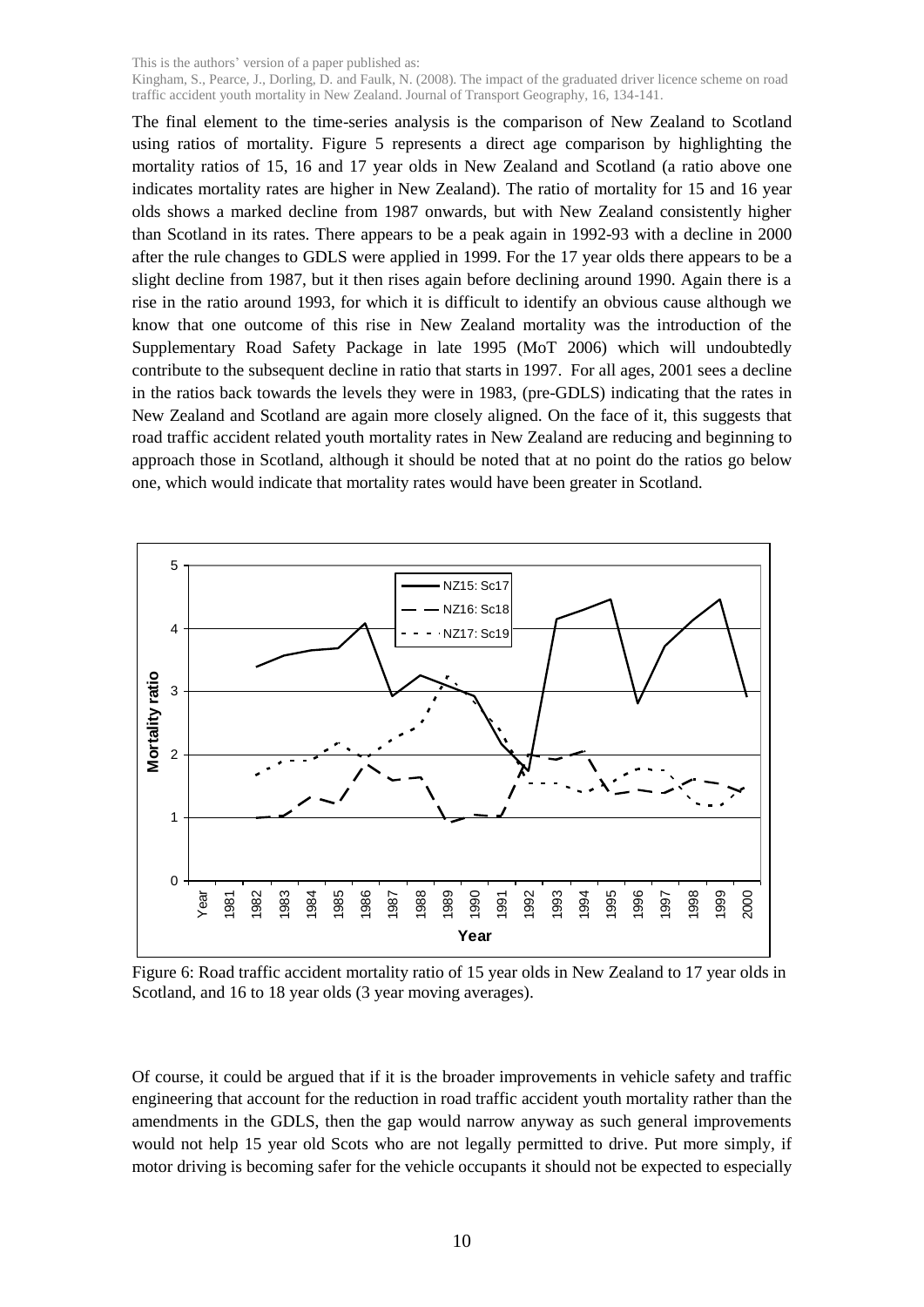The final element to the time-series analysis is the comparison of New Zealand to Scotland using ratios of mortality. Figure 5 represents a direct age comparison by highlighting the mortality ratios of 15, 16 and 17 year olds in New Zealand and Scotland (a ratio above one indicates mortality rates are higher in New Zealand). The ratio of mortality for 15 and 16 year olds shows a marked decline from 1987 onwards, but with New Zealand consistently higher than Scotland in its rates. There appears to be a peak again in 1992-93 with a decline in 2000 after the rule changes to GDLS were applied in 1999. For the 17 year olds there appears to be a slight decline from 1987, but it then rises again before declining around 1990. Again there is a rise in the ratio around 1993, for which it is difficult to identify an obvious cause although we know that one outcome of this rise in New Zealand mortality was the introduction of the Supplementary Road Safety Package in late 1995 (MoT 2006) which will undoubtedly contribute to the subsequent decline in ratio that starts in 1997. For all ages, 2001 sees a decline in the ratios back towards the levels they were in 1983, (pre-GDLS) indicating that the rates in New Zealand and Scotland are again more closely aligned. On the face of it, this suggests that road traffic accident related youth mortality rates in New Zealand are reducing and beginning to approach those in Scotland, although it should be noted that at no point do the ratios go below one, which would indicate that mortality rates would have been greater in Scotland.

Figure 6: Road traffic accident mortality ratio of 15 year olds in New Zealand to 17 year olds in Scotland, and 16 to 18 year olds (3 year moving averages).

Of course, it could be argued that if it is the broader improvements in vehicle safety and traffic engineering that account for the reduction in road traffic accident youth mortality rather than the amendments in the GDLS, then the gap would narrow anyway as such general improvements would not help 15 year old Scots who are not legally permitted to drive. Put more simply, if motor driving is becoming safer for the vehicle occupants it should not be expected to especially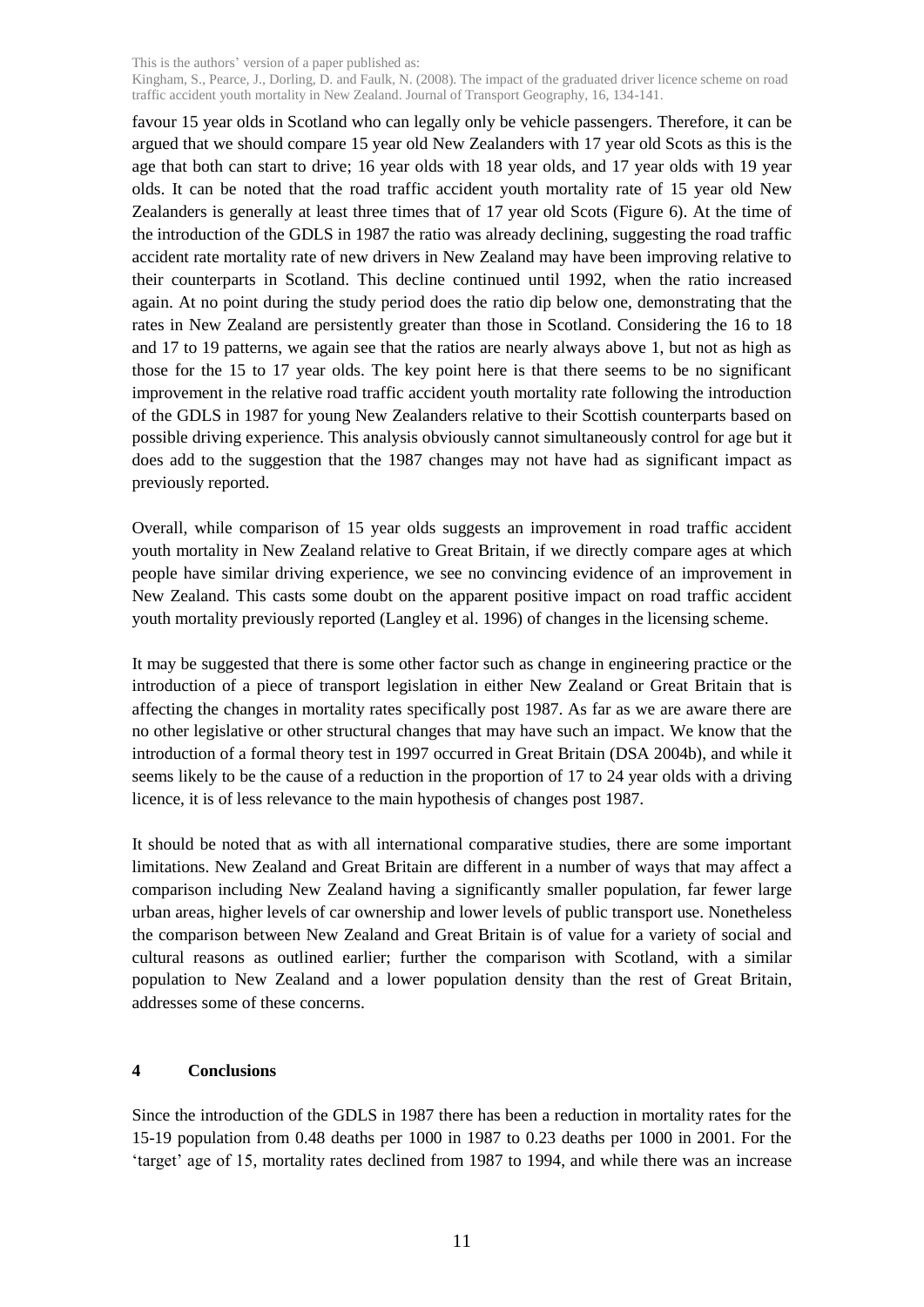favour 15 year olds in Scotland who can legally only be vehicle passengers. Therefore, it can be argued that we should compare 15 year old New Zealanders with 17 year old Scots as this is the age that both can start to drive; 16 year olds with 18 year olds, and 17 year olds with 19 year olds. It can be noted that the road traffic accident youth mortality rate of 15 year old New Zealanders is generally at least three times that of 17 year old Scots (Figure 6). At the time of the introduction of the GDLS in 1987 the ratio was already declining, suggesting the road traffic accident rate mortality rate of new drivers in New Zealand may have been improving relative to their counterparts in Scotland. This decline continued until 1992, when the ratio increased again. At no point during the study period does the ratio dip below one, demonstrating that the rates in New Zealand are persistently greater than those in Scotland. Considering the 16 to 18 and 17 to 19 patterns, we again see that the ratios are nearly always above 1, but not as high as those for the 15 to 17 year olds. The key point here is that there seems to be no significant improvement in the relative road traffic accident youth mortality rate following the introduction of the GDLS in 1987 for young New Zealanders relative to their Scottish counterparts based on possible driving experience. This analysis obviously cannot simultaneously control for age but it does add to the suggestion that the 1987 changes may not have had as significant impact as previously reported.

Overall, while comparison of 15 year olds suggests an improvement in road traffic accident youth mortality in New Zealand relative to Great Britain, if we directly compare ages at which people have similar driving experience, we see no convincing evidence of an improvement in New Zealand. This casts some doubt on the apparent positive impact on road traffic accident youth mortality previously reported (Langley et al. 1996) of changes in the licensing scheme.

It may be suggested that there is some other factor such as change in engineering practice or the introduction of a piece of transport legislation in either New Zealand or Great Britain that is affecting the changes in mortality rates specifically post 1987. As far as we are aware there are no other legislative or other structural changes that may have such an impact. We know that the introduction of a formal theory test in 1997 occurred in Great Britain (DSA 2004b), and while it seems likely to be the cause of a reduction in the proportion of 17 to 24 year olds with a driving licence, it is of less relevance to the main hypothesis of changes post 1987.

It should be noted that as with all international comparative studies, there are some important limitations. New Zealand and Great Britain are different in a number of ways that may affect a comparison including New Zealand having a significantly smaller population, far fewer large urban areas, higher levels of car ownership and lower levels of public transport use. Nonetheless the comparison between New Zealand and Great Britain is of value for a variety of social and cultural reasons as outlined earlier; further the comparison with Scotland, with a similar population to New Zealand and a lower population density than the rest of Great Britain, addresses some of these concerns.

## 4 Conclusions

Since the introduction of the GDLS in 1987 there has been a reduction in mortality rates for the 15-19 population from 0.48 deaths per 1000 in 1987 to 0.23 deaths per 1000 in 2001. For the 'target' age of 15, mortality rates declined from 1987 to 1994, and while there was an increase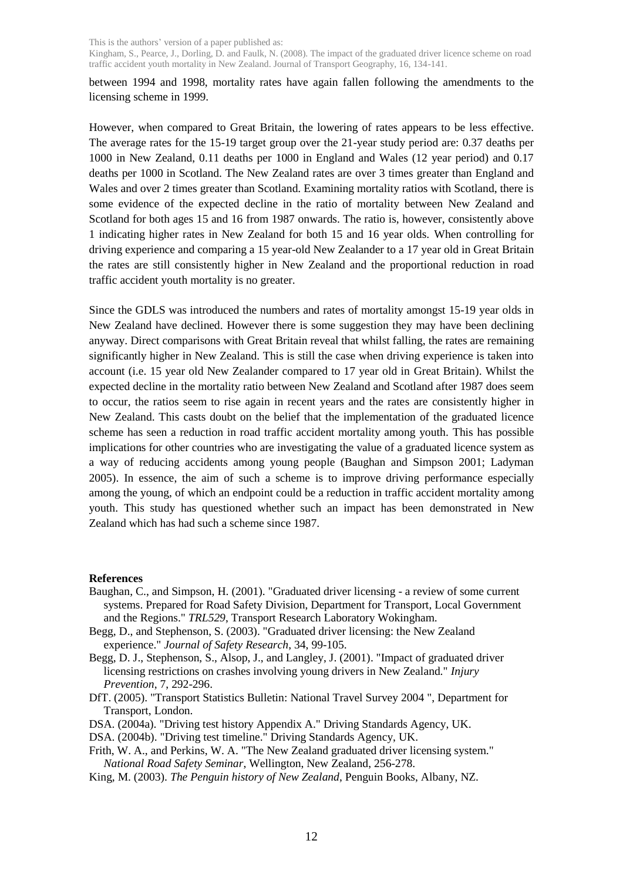between 1994 and 1998, mortality rates have again fallen following the amendments to the licensing scheme in 1999.

However, when compared to Great Britain, the lowering of rates appears to be less effective. The average rates for the 15-19 target group over the 21-year study period are: 0.37 deaths per 1000 in New Zealand, 0.11 deaths per 1000 in England and Wales (12 year period) and 0.17 deaths per 1000 in Scotland. The New Zealand rates are over 3 times greater than England and Wales and over 2 times greater than Scotland. Examining mortality ratios with Scotland, there is some evidence of the expected decline in the ratio of mortality between New Zealand and Scotland for both ages 15 and 16 from 1987 onwards. The ratio is, however, consistently above 1 indicating higher rates in New Zealand for both 15 and 16 year olds. When controlling for driving experience and comparing a 15 year-old New Zealander to a 17 year old in Great Britain the rates are still consistently higher in New Zealand and the proportional reduction in road traffic accident youth mortality is no greater.

Since the GDLS was introduced the numbers and rates of mortality amongst 15-19 year olds in New Zealand have declined. However there is some suggestion they may have been declining anyway. Direct comparisons with Great Britain reveal that whilst falling, the rates are remaining significantly higher in New Zealand. This is still the case when driving experience is taken into account (i.e. 15 year old New Zealander compared to 17 year old in Great Britain). Whilst the expected decline in the mortality ratio between New Zealand and Scotland after 1987 does seem to occur, the ratios seem to rise again in recent years and the rates are consistently higher in New Zealand. This casts doubt on the belief that the implementation of the graduated licence scheme has seen a reduction in road traffic accident mortality among youth. This has possible implications for other countries who are investigating the value of a graduated licence system as a way of reducing accidents among young people (Baughan and Simpson 2001; Ladyman 2005). In essence, the aim of such a scheme is to improve driving performance especially among the young, of which an endpoint could be a reduction in traffic accident mortality among youth. This study has questioned whether such an impact has been demonstrated in New Zealand which has had such a scheme since 1987.

**References**

Baughan, C., and Simpson, H. (2001). "Graduated driver licensing - a review of some current systems. Prepared for Road Safety Division, Department for Transport, Local Government and the Regions." *TRL529*, Transport Research Laboratory Wokingham.

Begg, D., and Stephenson, S. (2003). "Graduated driver licensing: the New Zealand experience." *Journal of Safety Research*, 34, 99-105.

Begg, D. J., Stephenson, S., Alsop, J., and Langley, J. (2001). "Impact of graduated driver licensing restrictions on crashes involving young drivers in New Zealand." *Injury Prevention*, 7, 292-296.

DfT. (2005). "Transport Statistics Bulletin: National Travel Survey 2004 ", Department for Transport, London.

DSA. (2004a). "Driving test history Appendix A." Driving Standards Agency, UK.

DSA. (2004b). "Driving test timeline." Driving Standards Agency, UK.

Frith, W. A., and Perkins, W. A. "The New Zealand graduated driver licensing system." *National Road Safety Seminar*, Wellington, New Zealand, 256-278.

King, M. (2003). *The Penguin history of New Zealand*, Penguin Books, Albany, NZ.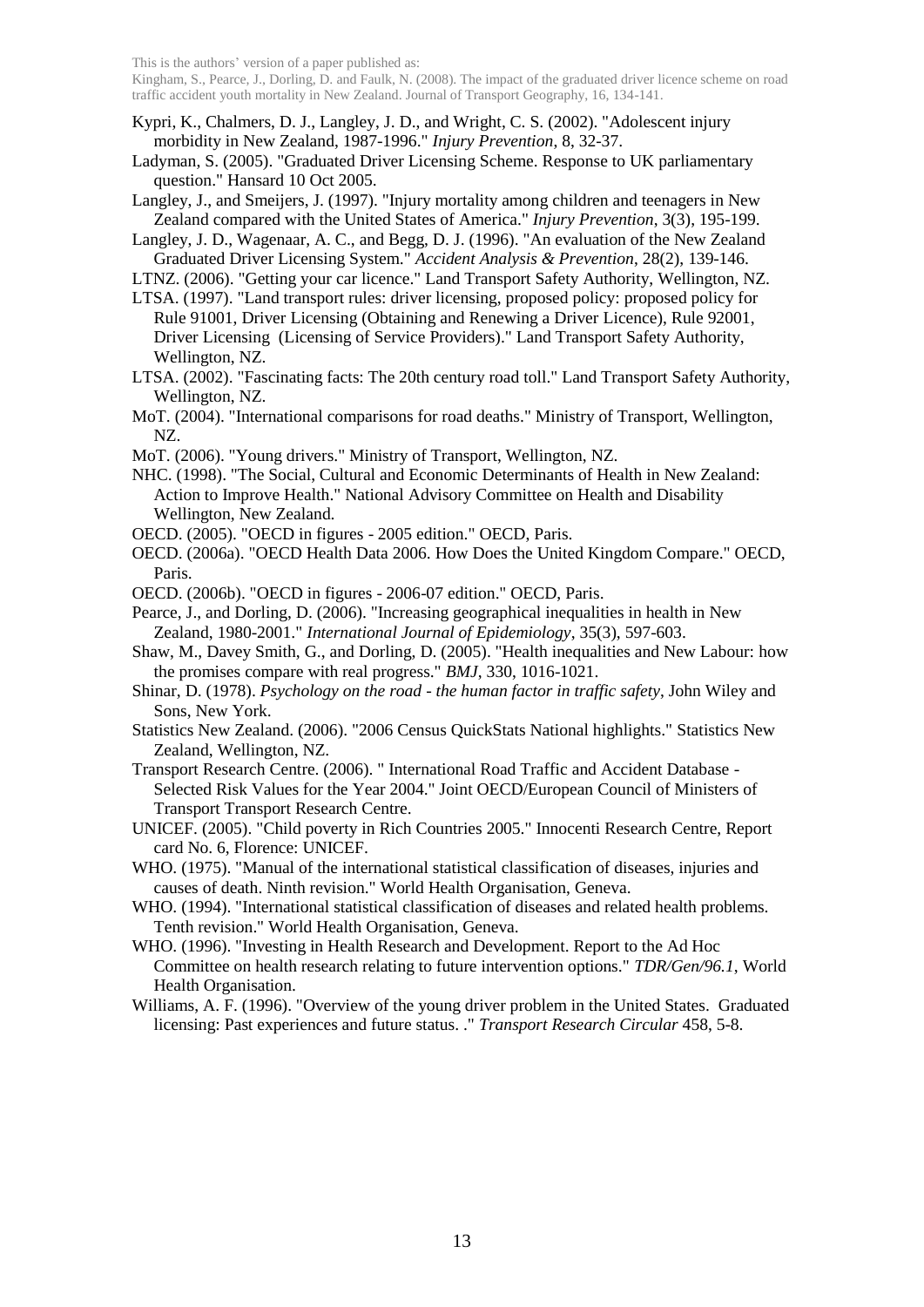Kypri, K., Chalmers, D. J., Langley, J. D., and Wright, C. S. (2002). "Adolescent injury morbidity in New Zealand, 1987-1996." *Injury Prevention*, 8, 32-37.

Ladyman, S. (2005). "Graduated Driver Licensing Scheme. Response to UK parliamentary question." Hansard 10 Oct 2005.

Langley, J., and Smeijers, J. (1997). "Injury mortality among children and teenagers in New Zealand compared with the United States of America." *Injury Prevention*, 3(3), 195-199.

Langley, J. D., Wagenaar, A. C., and Begg, D. J. (1996). "An evaluation of the New Zealand Graduated Driver Licensing System." *Accident Analysis & Prevention*, 28(2), 139-146.

LTNZ. (2006). "Getting your car licence." Land Transport Safety Authority, Wellington, NZ.

LTSA. (1997). "Land transport rules: driver licensing, proposed policy: proposed policy for Rule 91001, Driver Licensing (Obtaining and Renewing a Driver Licence), Rule 92001, Driver Licensing (Licensing of Service Providers)." Land Transport Safety Authority, Wellington, NZ.

LTSA. (2002). "Fascinating facts: The 20th century road toll." Land Transport Safety Authority, Wellington, NZ.

MoT. (2004). "International comparisons for road deaths." Ministry of Transport, Wellington, NZ.

MoT. (2006). "Young drivers." Ministry of Transport, Wellington, NZ.

NHC. (1998). "The Social, Cultural and Economic Determinants of Health in New Zealand: Action to Improve Health." National Advisory Committee on Health and Disability Wellington, New Zealand.

OECD. (2005). "OECD in figures - 2005 edition." OECD, Paris.

OECD. (2006a). "OECD Health Data 2006. How Does the United Kingdom Compare." OECD, Paris.

OECD. (2006b). "OECD in figures - 2006-07 edition." OECD, Paris.

Pearce, J., and Dorling, D. (2006). "Increasing geographical inequalities in health in New Zealand, 1980-2001." *International Journal of Epidemiology*, 35(3), 597-603.

Shaw, M., Davey Smith, G., and Dorling, D. (2005). "Health inequalities and New Labour: how the promises compare with real progress." *BMJ*, 330, 1016-1021.

Shinar, D. (1978). *Psychology on the road - the human factor in traffic safety*, John Wiley and Sons, New York.

Statistics New Zealand. (2006). "2006 Census QuickStats National highlights." Statistics New Zealand, Wellington, NZ.

Transport Research Centre. (2006). " International Road Traffic and Accident Database - Selected Risk Values for the Year 2004." Joint OECD/European Council of Ministers of Transport Transport Research Centre.

UNICEF. (2005). "Child poverty in Rich Countries 2005." Innocenti Research Centre, Report card No. 6, Florence: UNICEF.

WHO. (1975). "Manual of the international statistical classification of diseases, injuries and causes of death. Ninth revision." World Health Organisation, Geneva.

WHO. (1994). "International statistical classification of diseases and related health problems. Tenth revision." World Health Organisation, Geneva.

WHO. (1996). "Investing in Health Research and Development. Report to the Ad Hoc Committee on health research relating to future intervention options." *TDR/Gen/96.1*, World Health Organisation.

Williams, A. F. (1996). "Overview of the young driver problem in the United States. Graduated licensing: Past experiences and future status. ." *Transport Research Circular* 458, 5-8.